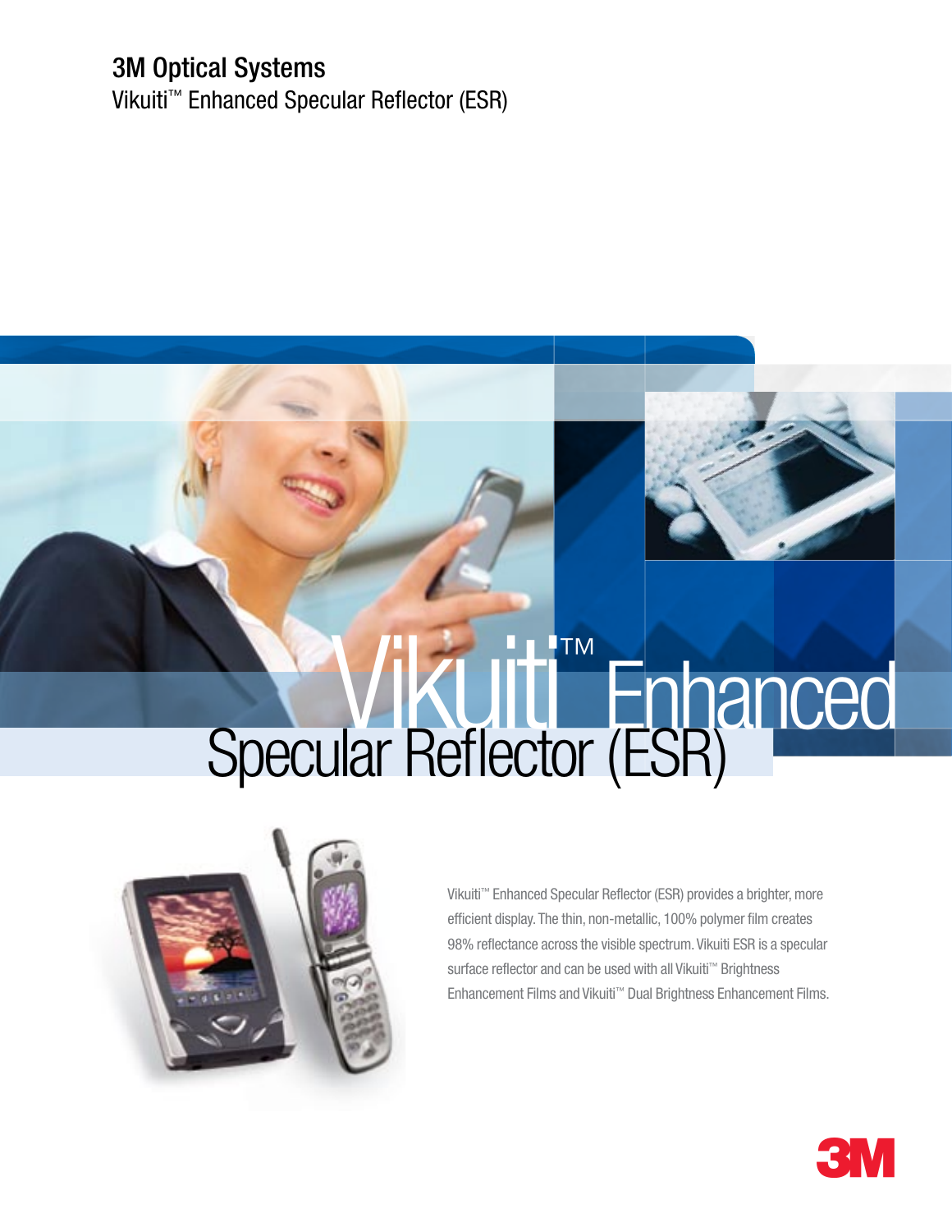# 3M Optical Systems

## Vikuiti™ Enhanced Specular Reflector (ESR)

# Vikuiti™ Enhanced Specular Reflector (ESR)

Vikuiti™ Enhanced Specular Reflector (ESR) provides a brighter, more efficient display. The thin, non-metallic, 100% polymer film creates 98% reflectance across the visible spectrum. Vikuiti ESR is a specular surface reflector and can be used with all Vikuiti™ Brightness Enhancement Films and Vikuiti™ Dual Brightness Enhancement Films.

3M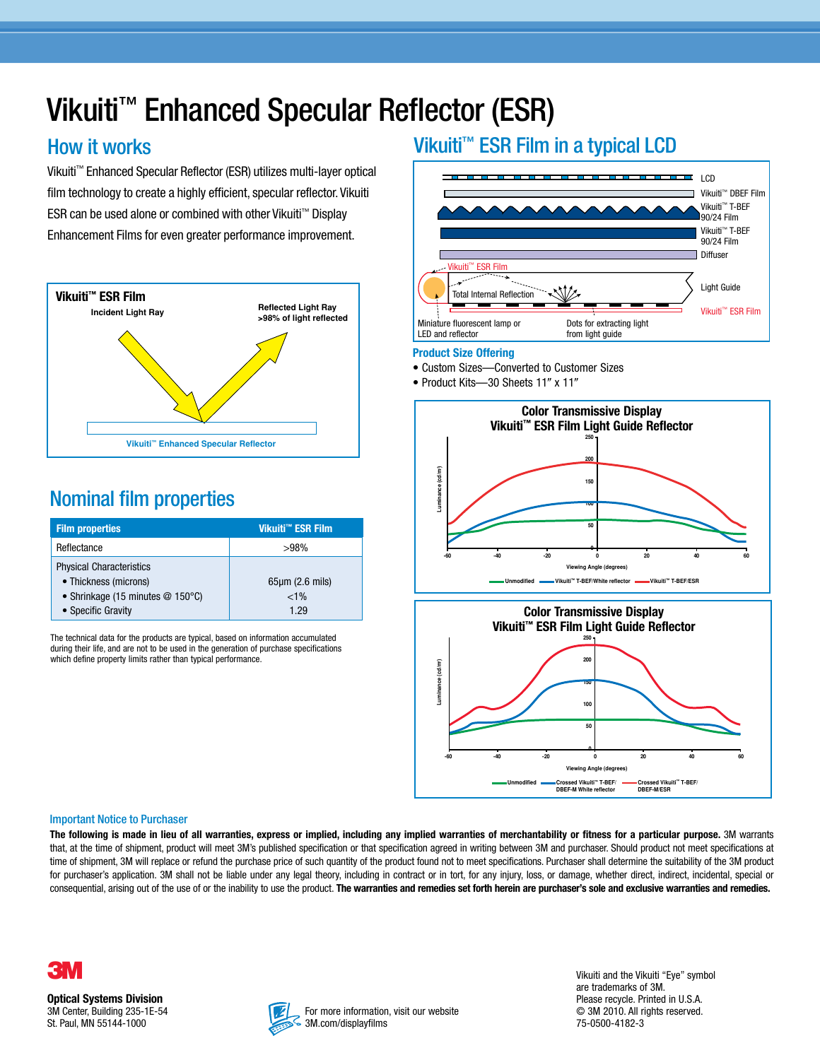# Vikuiti™ Enhanced Specular Reflector (ESR)

## How it works

Vikuiti™ Enhanced Specular Reflector (ESR) utilizes multi-layer optical film technology to create a highly efficient, specular reflector. Vikuiti ESR can be used alone or combined with other Vikuiti™ Display Enhancement Films for even greater performance improvement.

**Vikuiti™ ESR Film**

Incident Light Ray

Reflected Light Ray
>98% of light reflected

Vikuiti™ Enhanced Specular Reflector

## Vikuiti™ ESR Film in a typical LCD

LCD
Vikuiti™ DBEF Film
Vikuiti™ T-BEF 90/24 Film
Vikuiti™ T-BEF 90/24 Film
Diffuser
Vikuiti™ ESR Film
Total Internal Reflection
Light Guide
Vikuiti™ ESR Film
Miniature fluorescent lamp or LED and reflector
Dots for extracting light from light guide

### Product Size Offering

- Custom Sizes—Converted to Customer Sizes
- Product Kits—30 Sheets 11″ x 11″

## Nominal film properties

| Film properties | Vikuiti™ ESR Film |
|---|---|
| Reflectance | >98% |
| Physical Characteristics | |
| • Thickness (microns) | 65µm (2.6 mils) |
| • Shrinkage (15 minutes @ 150°C) | <1% |
| • Specific Gravity | 1.29 |

The technical data for the products are typical, based on information accumulated during their life, and are not to be used in the generation of purchase specifications which define property limits rather than typical performance.

**Color Transmissive Display**
**Vikuiti™ ESR Film Light Guide Reflector**

Luminance (cd/m²)
250
200
150
100
50
0
-60 -40 -20 0 20 40 60
Viewing Angle (degrees)
Unmodified
Vikuiti™ T-BEF/White reflector
Vikuiti™ T-BEF/ESR

**Color Transmissive Display**
**Vikuiti™ ESR Film Light Guide Reflector**

Luminance (cd/m²)
250
200
150
100
50
0
-60 -40 -20 0 20 40 60
Viewing Angle (degrees)
Unmodified
Crossed Vikuiti™ T-BEF/DBEF-M White reflector
Crossed Vikuiti™ T-BEF/DBEF-M/ESR

### Important Notice to Purchaser

**The following is made in lieu of all warranties, express or implied, including any implied warranties of merchantability or fitness for a particular purpose.** 3M warrants that, at the time of shipment, product will meet 3M's published specification or that specification agreed in writing between 3M and purchaser. Should product not meet specifications at time of shipment, 3M will replace or refund the purchase price of such quantity of the product found not to meet specifications. Purchaser shall determine the suitability of the 3M product for purchaser's application. 3M shall not be liable under any legal theory, including in contract or in tort, for any injury, loss, or damage, whether direct, indirect, incidental, special or consequential, arising out of the use of or the inability to use the product. **The warranties and remedies set forth herein are purchaser's sole and exclusive warranties and remedies.**

3M

**Optical Systems Division**
3M Center, Building 235-1E-54
St. Paul, MN 55144-1000

For more information, visit our website
3M.com/displayfilms

Vikuiti and the Vikuiti "Eye" symbol are trademarks of 3M.
Please recycle. Printed in U.S.A.
© 3M 2010. All rights reserved.
75-0500-4182-3